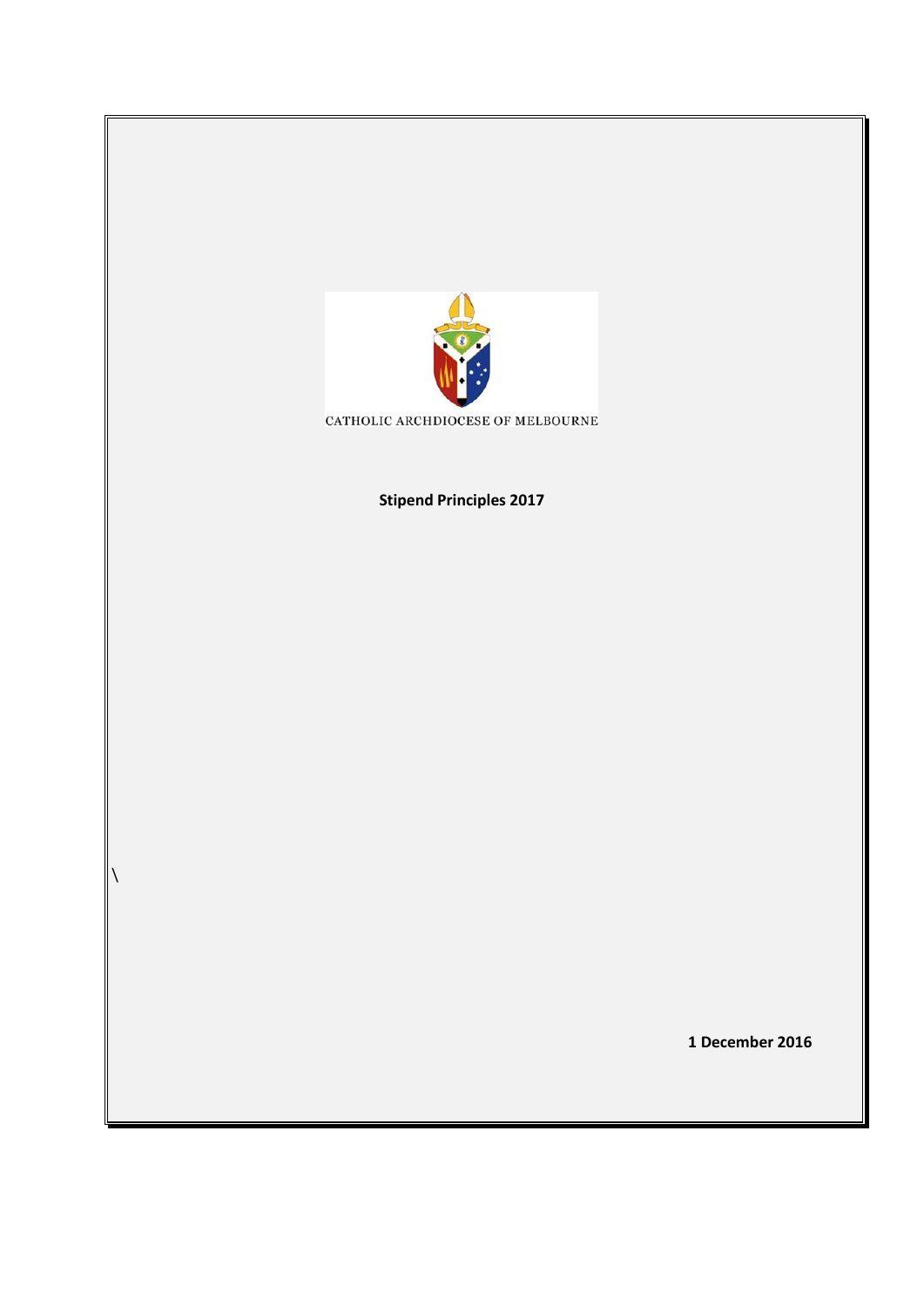CATHOLIC ARCHDIOCESE OF MELBOURNE

**Stipend Principles 2017**

\

**1 December 2016**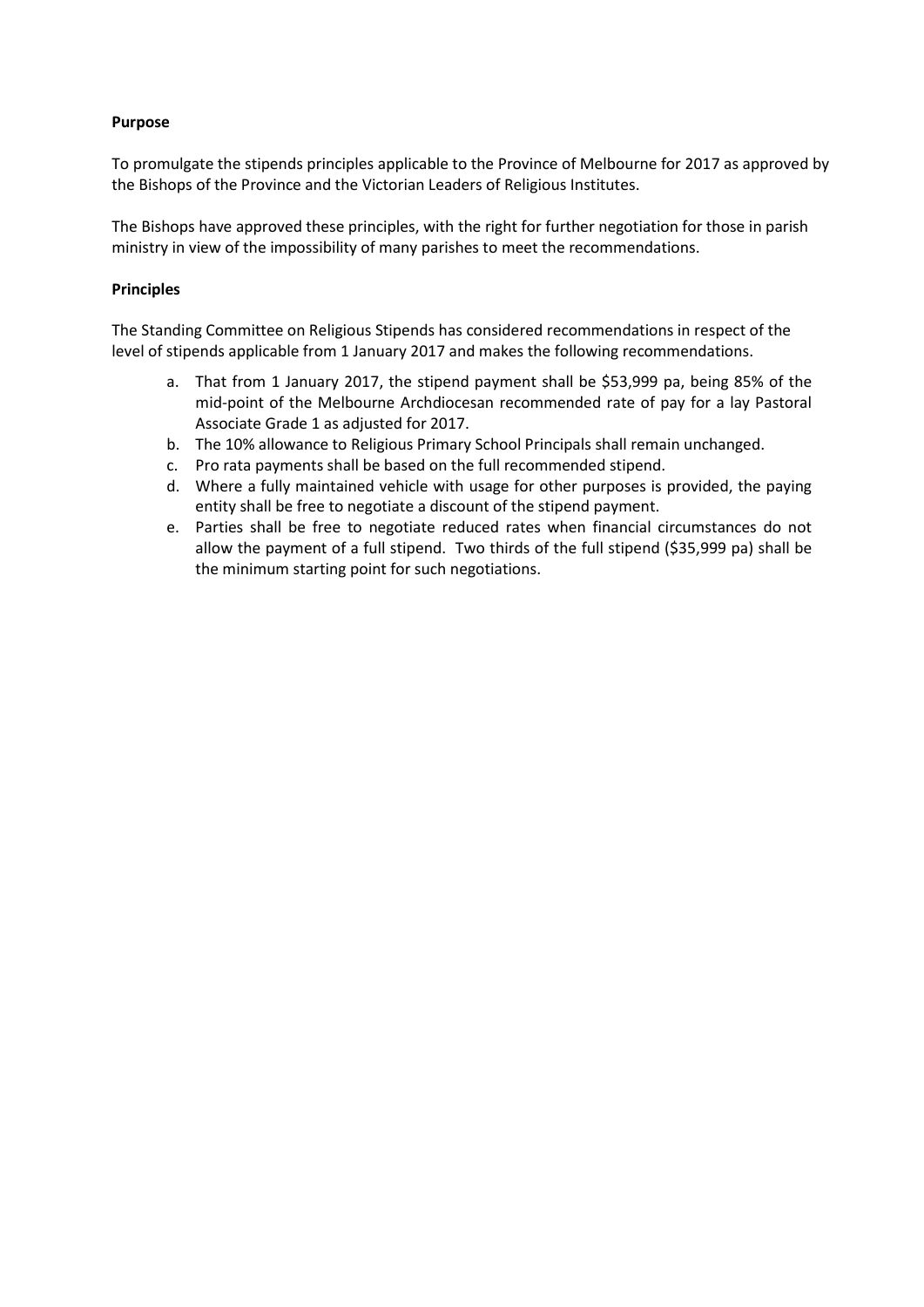**Purpose**

To promulgate the stipends principles applicable to the Province of Melbourne for 2017 as approved by the Bishops of the Province and the Victorian Leaders of Religious Institutes.

The Bishops have approved these principles, with the right for further negotiation for those in parish ministry in view of the impossibility of many parishes to meet the recommendations.

**Principles**

The Standing Committee on Religious Stipends has considered recommendations in respect of the level of stipends applicable from 1 January 2017 and makes the following recommendations.

a. That from 1 January 2017, the stipend payment shall be $53,999 pa, being 85% of the mid-point of the Melbourne Archdiocesan recommended rate of pay for a lay Pastoral Associate Grade 1 as adjusted for 2017.
b. The 10% allowance to Religious Primary School Principals shall remain unchanged.
c. Pro rata payments shall be based on the full recommended stipend.
d. Where a fully maintained vehicle with usage for other purposes is provided, the paying entity shall be free to negotiate a discount of the stipend payment.
e. Parties shall be free to negotiate reduced rates when financial circumstances do not allow the payment of a full stipend. Two thirds of the full stipend ($35,999 pa) shall be the minimum starting point for such negotiations.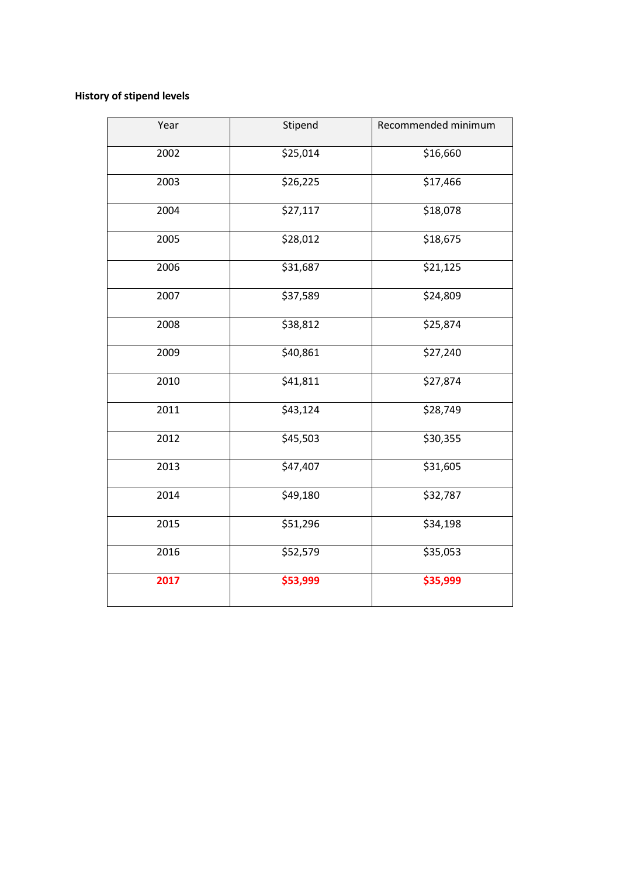**History of stipend levels**

| Year | Stipend | Recommended minimum |
|---|---|---|
| 2002 | $25,014 | $16,660 |
| 2003 | $26,225 | $17,466 |
| 2004 | $27,117 | $18,078 |
| 2005 | $28,012 | $18,675 |
| 2006 | $31,687 | $21,125 |
| 2007 | $37,589 | $24,809 |
| 2008 | $38,812 | $25,874 |
| 2009 | $40,861 | $27,240 |
| 2010 | $41,811 | $27,874 |
| 2011 | $43,124 | $28,749 |
| 2012 | $45,503 | $30,355 |
| 2013 | $47,407 | $31,605 |
| 2014 | $49,180 | $32,787 |
| 2015 | $51,296 | $34,198 |
| 2016 | $52,579 | $35,053 |
| **2017** | **$53,999** | **$35,999** |